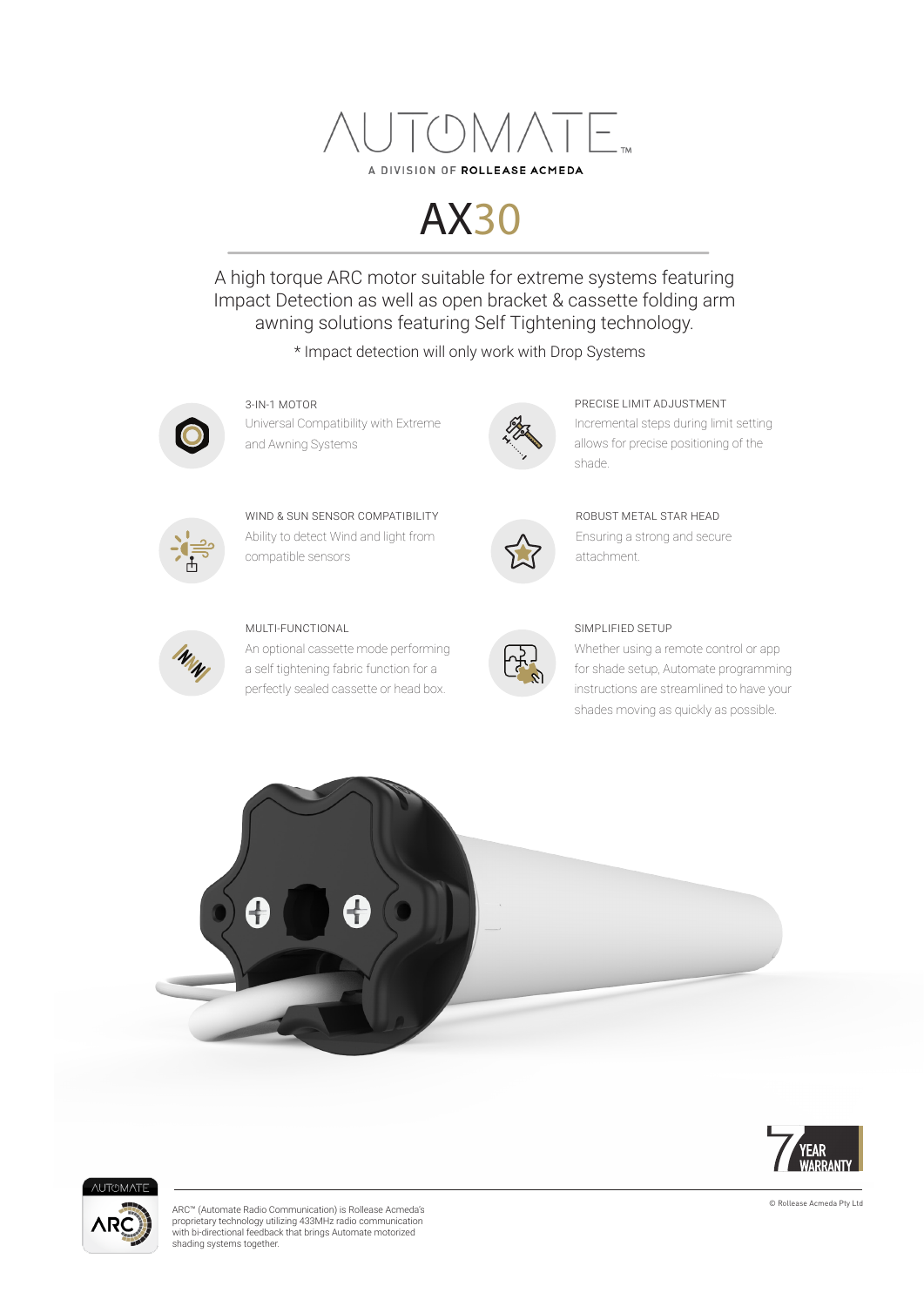# AUTOMATE™

A DIVISION OF **ROLLEASE ACMEDA**

# AX30

A high torque ARC motor suitable for extreme systems featuring Impact Detection as well as open bracket & cassette folding arm awning solutions featuring Self Tightening technology.

* Impact detection will only work with Drop Systems

### 3-IN-1 MOTOR
Universal Compatibility with Extreme and Awning Systems

### PRECISE LIMIT ADJUSTMENT
Incremental steps during limit setting allows for precise positioning of the shade.

### WIND & SUN SENSOR COMPATIBILITY
Ability to detect Wind and light from compatible sensors

### ROBUST METAL STAR HEAD
Ensuring a strong and secure attachment.

### MULTI-FUNCTIONAL
An optional cassette mode performing a self tightening fabric function for a perfectly sealed cassette or head box.

### SIMPLIFIED SETUP
Whether using a remote control or app for shade setup, Automate programming instructions are streamlined to have your shades moving as quickly as possible.

7 YEAR WARRANTY

ARC™ (Automate Radio Communication) is Rollease Acmeda's proprietary technology utilizing 433MHz radio communication with bi-directional feedback that brings Automate motorized shading systems together.

© Rollease Acmeda Pty Ltd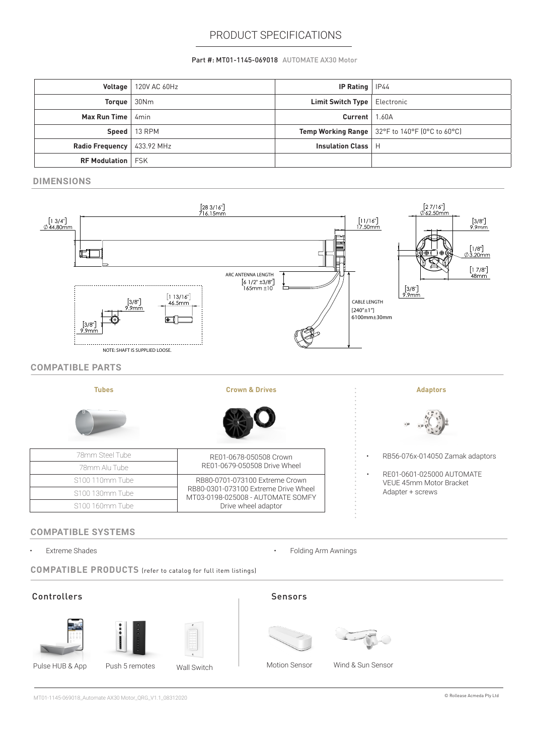# PRODUCT SPECIFICATIONS

**Part #: MT01-1145-069018** AUTOMATE AX30 Motor

| | | | |
|---|---|---|---|
| **Voltage** | 120V AC 60Hz | **IP Rating** | IP44 |
| **Torque** | 30Nm | **Limit Switch Type** | Electronic |
| **Max Run Time** | 4min | **Current** | 1.60A |
| **Speed** | 13 RPM | **Temp Working Range** | 32°F to 140°F (0°C to 60°C) |
| **Radio Frequency** | 433.92 MHz | **Insulation Class** | H |
| **RF Modulation** | FSK | | |

## DIMENSIONS

[28 3/16"]
716.15mm

[1 3/4"]
Ø44.80mm

[11/16"]
17.50mm

[2 7/16"]
Ø62.50mm

[3/8"]
9.9mm

[1/8"]
Ø3.20mm

[1 7/8"]
48mm

[3/8"]
9.9mm

ARC ANTENNA LENGTH
[6 1/2" ±3/8"]
165mm ±10

CABLE LENGTH
[240"±1"]
6100mm±30mm

[3/8"]
9.9mm

[1 13/16"]
46.5mm

[3/8"]
9.9mm

NOTE: SHAFT IS SUPPLIED LOOSE.

## COMPATIBLE PARTS

| Tubes | Crown & Drives |
|---|---|
| 78mm Steel Tube | RE01-0678-050508 Crown<br>RE01-0679-050508 Drive Wheel |
| 78mm Alu Tube | |
| S100 110mm Tube | RB80-0701-073100 Extreme Crown<br>RB80-0301-073100 Extreme Drive Wheel<br>MT03-0198-025008 - AUTOMATE SOMFY Drive wheel adaptor |
| S100 130mm Tube | |
| S100 160mm Tube | |

**Adaptors**

- RB56-076x-014050 Zamak adaptors
- RE01-0601-025000 AUTOMATE VEUE 45mm Motor Bracket Adapter + screws

## COMPATIBLE SYSTEMS

- Extreme Shades
- Folding Arm Awnings

## COMPATIBLE PRODUCTS (refer to catalog for full item listings)

### Controllers

Pulse HUB & App

Push 5 remotes

Wall Switch

### Sensors

Motion Sensor

Wind & Sun Sensor

MT01-1145-069018_Automate AX30 Motor_QRG_V1.1_08312020

© Rollease Acmeda Pty Ltd